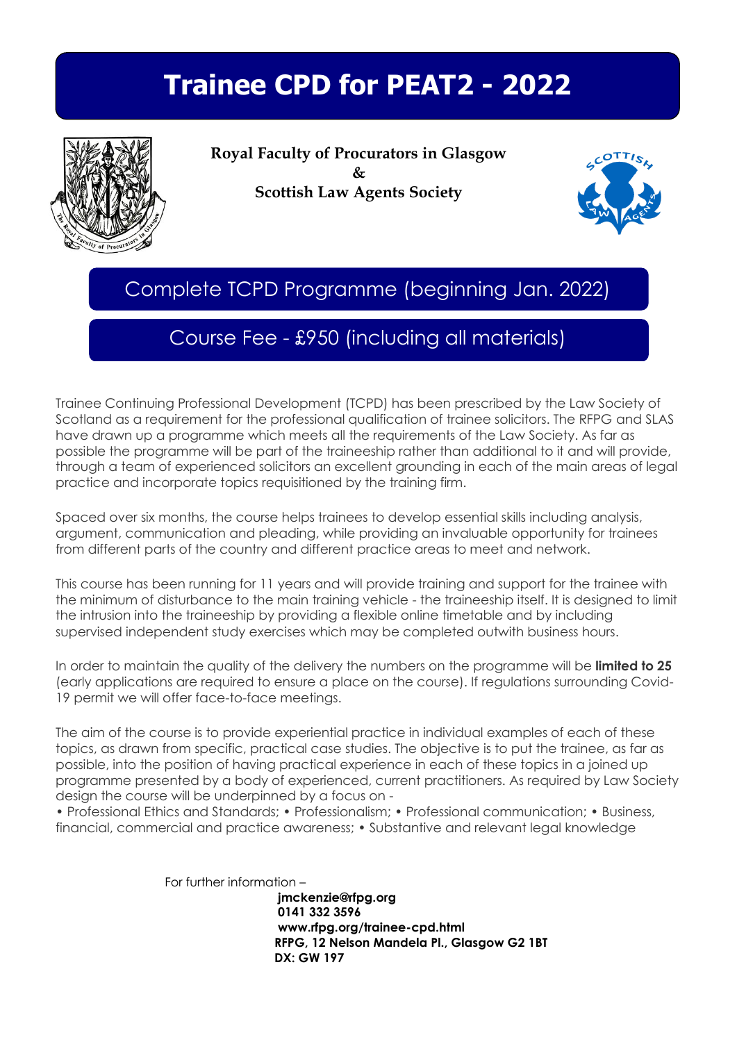# Trainee CPD for PEAT2 - 2022

**Royal Faculty of Procurators in Glasgow**
**&**
**Scottish Law Agents Society**

## Complete TCPD Programme (beginning Jan. 2022)

## Course Fee - £950 (including all materials)

Trainee Continuing Professional Development (TCPD) has been prescribed by the Law Society of Scotland as a requirement for the professional qualification of trainee solicitors. The RFPG and SLAS have drawn up a programme which meets all the requirements of the Law Society. As far as possible the programme will be part of the traineeship rather than additional to it and will provide, through a team of experienced solicitors an excellent grounding in each of the main areas of legal practice and incorporate topics requisitioned by the training firm.

Spaced over six months, the course helps trainees to develop essential skills including analysis, argument, communication and pleading, while providing an invaluable opportunity for trainees from different parts of the country and different practice areas to meet and network.

This course has been running for 11 years and will provide training and support for the trainee with the minimum of disturbance to the main training vehicle - the traineeship itself. It is designed to limit the intrusion into the traineeship by providing a flexible online timetable and by including supervised independent study exercises which may be completed outwith business hours.

In order to maintain the quality of the delivery the numbers on the programme will be **limited to 25** (early applications are required to ensure a place on the course). If regulations surrounding Covid-19 permit we will offer face-to-face meetings.

The aim of the course is to provide experiential practice in individual examples of each of these topics, as drawn from specific, practical case studies. The objective is to put the trainee, as far as possible, into the position of having practical experience in each of these topics in a joined up programme presented by a body of experienced, current practitioners. As required by Law Society design the course will be underpinned by a focus on -
• Professional Ethics and Standards; • Professionalism; • Professional communication; • Business, financial, commercial and practice awareness; • Substantive and relevant legal knowledge

For further information –

**jmckenzie@rfpg.org**
**0141 332 3596**
**www.rfpg.org/trainee-cpd.html**
**RFPG, 12 Nelson Mandela Pl., Glasgow G2 1BT**
**DX: GW 197**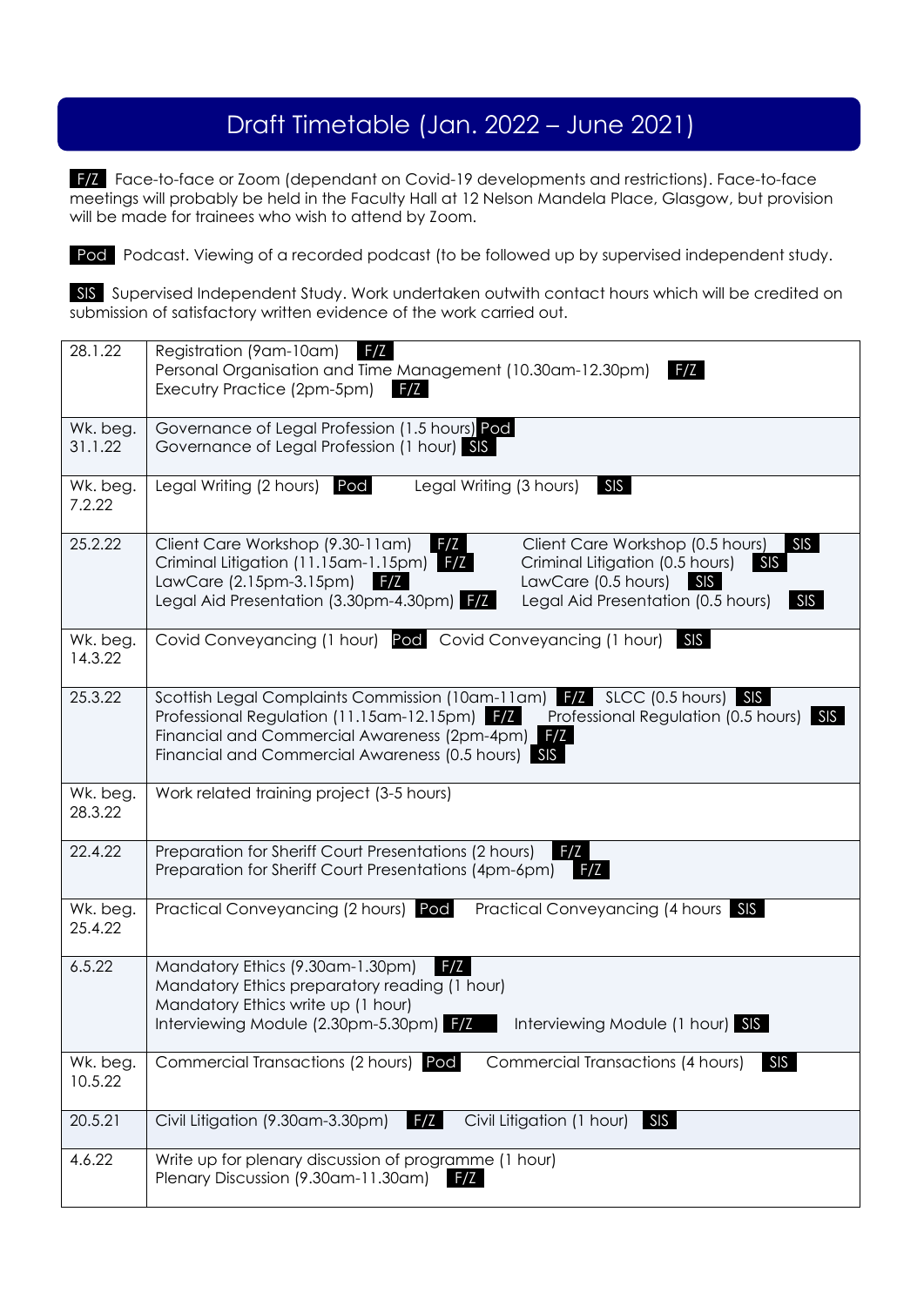# Draft Timetable (Jan. 2022 – June 2021)

F/Z Face-to-face or Zoom (dependant on Covid-19 developments and restrictions). Face-to-face meetings will probably be held in the Faculty Hall at 12 Nelson Mandela Place, Glasgow, but provision will be made for trainees who wish to attend by Zoom.

Pod Podcast. Viewing of a recorded podcast (to be followed up by supervised independent study.

SIS Supervised Independent Study. Work undertaken outwith contact hours which will be credited on submission of satisfactory written evidence of the work carried out.

| Date | Activities |
|---|---|
| 28.1.22 | Registration (9am-10am) F/Z<br>Personal Organisation and Time Management (10.30am-12.30pm) F/Z<br>Executry Practice (2pm-5pm) F/Z |
| Wk. beg. 31.1.22 | Governance of Legal Profession (1.5 hours) Pod<br>Governance of Legal Profession (1 hour) SIS |
| Wk. beg. 7.2.22 | Legal Writing (2 hours) Pod Legal Writing (3 hours) SIS |
| 25.2.22 | Client Care Workshop (9.30-11am) F/Z Client Care Workshop (0.5 hours) SIS<br>Criminal Litigation (11.15am-1.15pm) F/Z Criminal Litigation (0.5 hours) SIS<br>LawCare (2.15pm-3.15pm) F/Z LawCare (0.5 hours) SIS<br>Legal Aid Presentation (3.30pm-4.30pm) F/Z Legal Aid Presentation (0.5 hours) SIS |
| Wk. beg. 14.3.22 | Covid Conveyancing (1 hour) Pod Covid Conveyancing (1 hour) SIS |
| 25.3.22 | Scottish Legal Complaints Commission (10am-11am) F/Z SLCC (0.5 hours) SIS<br>Professional Regulation (11.15am-12.15pm) F/Z Professional Regulation (0.5 hours) SIS<br>Financial and Commercial Awareness (2pm-4pm) F/Z<br>Financial and Commercial Awareness (0.5 hours) SIS |
| Wk. beg. 28.3.22 | Work related training project (3-5 hours) |
| 22.4.22 | Preparation for Sheriff Court Presentations (2 hours) F/Z<br>Preparation for Sheriff Court Presentations (4pm-6pm) F/Z |
| Wk. beg. 25.4.22 | Practical Conveyancing (2 hours) Pod Practical Conveyancing (4 hours SIS |
| 6.5.22 | Mandatory Ethics (9.30am-1.30pm) F/Z<br>Mandatory Ethics preparatory reading (1 hour)<br>Mandatory Ethics write up (1 hour)<br>Interviewing Module (2.30pm-5.30pm) F/Z Interviewing Module (1 hour) SIS |
| Wk. beg. 10.5.22 | Commercial Transactions (2 hours) Pod Commercial Transactions (4 hours) SIS |
| 20.5.21 | Civil Litigation (9.30am-3.30pm) F/Z Civil Litigation (1 hour) SIS |
| 4.6.22 | Write up for plenary discussion of programme (1 hour)<br>Plenary Discussion (9.30am-11.30am) F/Z |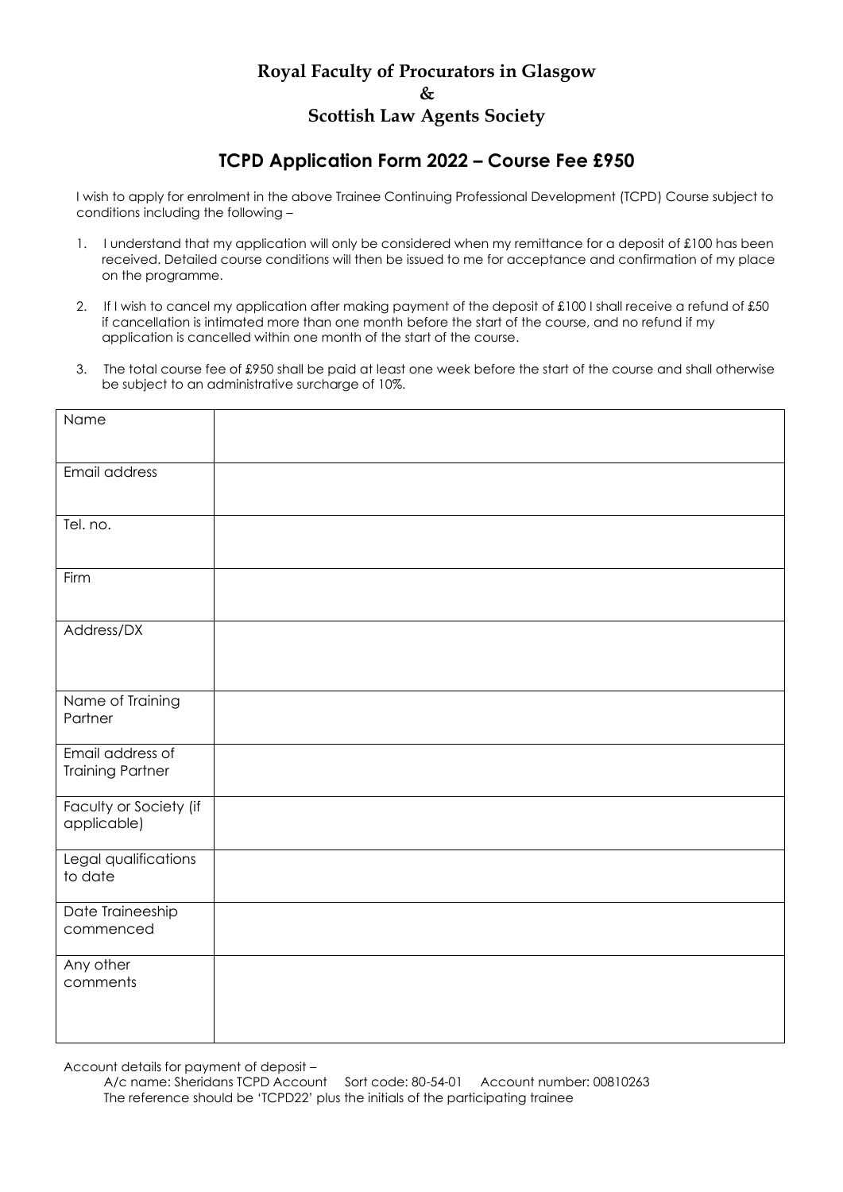**Royal Faculty of Procurators in Glasgow**

**&**

**Scottish Law Agents Society**

## TCPD Application Form 2022 – Course Fee £950

I wish to apply for enrolment in the above Trainee Continuing Professional Development (TCPD) Course subject to conditions including the following –

1. I understand that my application will only be considered when my remittance for a deposit of £100 has been received. Detailed course conditions will then be issued to me for acceptance and confirmation of my place on the programme.
2. If I wish to cancel my application after making payment of the deposit of £100 I shall receive a refund of £50 if cancellation is intimated more than one month before the start of the course, and no refund if my application is cancelled within one month of the start of the course.
3. The total course fee of £950 shall be paid at least one week before the start of the course and shall otherwise be subject to an administrative surcharge of 10%.

| | |
|---|---|
| Name | |
| Email address | |
| Tel. no. | |
| Firm | |
| Address/DX | |
| Name of Training Partner | |
| Email address of Training Partner | |
| Faculty or Society (if applicable) | |
| Legal qualifications to date | |
| Date Traineeship commenced | |
| Any other comments | |

Account details for payment of deposit –

A/c name: Sheridans TCPD Account Sort code: 80-54-01 Account number: 00810263

The reference should be 'TCPD22' plus the initials of the participating trainee